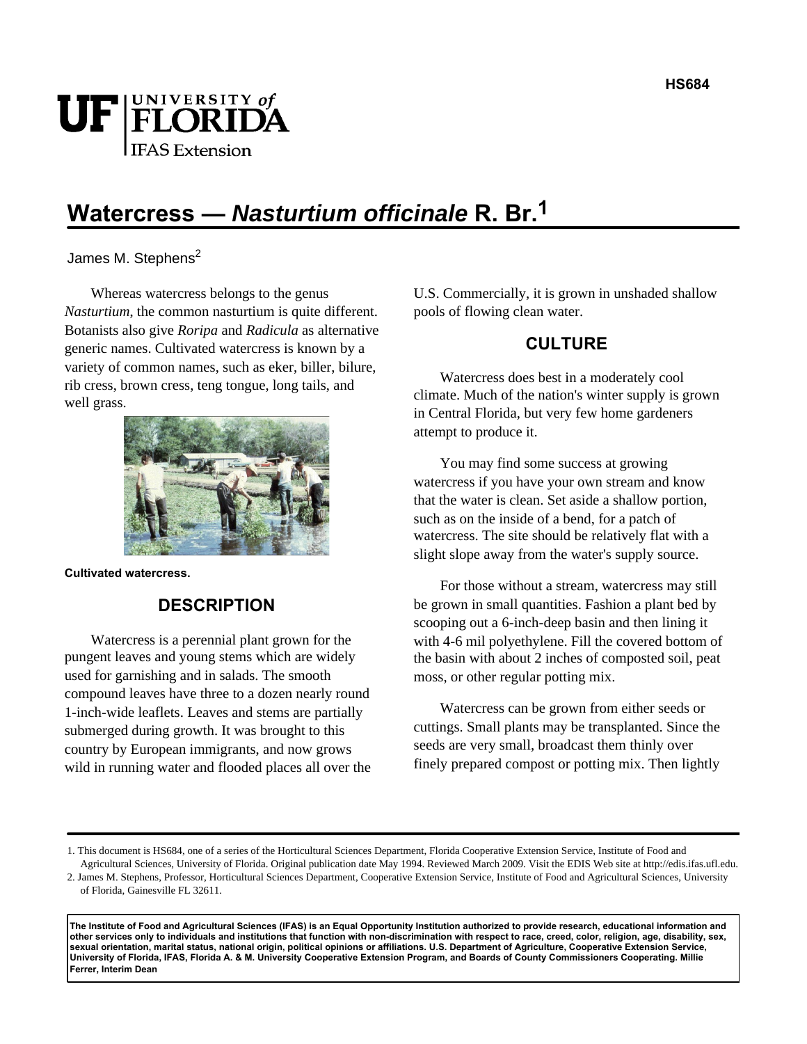# Watercress — *Nasturtium officinale* R. Br.[1]

James M. Stephens[2]

Whereas watercress belongs to the genus *Nasturtium*, the common nasturtium is quite different. Botanists also give *Roripa* and *Radicula* as alternative generic names. Cultivated watercress is known by a variety of common names, such as eker, biller, bilure, rib cress, brown cress, teng tongue, long tails, and well grass.

**Cultivated watercress.**

## DESCRIPTION

Watercress is a perennial plant grown for the pungent leaves and young stems which are widely used for garnishing and in salads. The smooth compound leaves have three to a dozen nearly round 1-inch-wide leaflets. Leaves and stems are partially submerged during growth. It was brought to this country by European immigrants, and now grows wild in running water and flooded places all over the U.S. Commercially, it is grown in unshaded shallow pools of flowing clean water.

## CULTURE

Watercress does best in a moderately cool climate. Much of the nation's winter supply is grown in Central Florida, but very few home gardeners attempt to produce it.

You may find some success at growing watercress if you have your own stream and know that the water is clean. Set aside a shallow portion, such as on the inside of a bend, for a patch of watercress. The site should be relatively flat with a slight slope away from the water's supply source.

For those without a stream, watercress may still be grown in small quantities. Fashion a plant bed by scooping out a 6-inch-deep basin and then lining it with 4-6 mil polyethylene. Fill the covered bottom of the basin with about 2 inches of composted soil, peat moss, or other regular potting mix.

Watercress can be grown from either seeds or cuttings. Small plants may be transplanted. Since the seeds are very small, broadcast them thinly over finely prepared compost or potting mix. Then lightly

---

1. This document is HS684, one of a series of the Horticultural Sciences Department, Florida Cooperative Extension Service, Institute of Food and Agricultural Sciences, University of Florida. Original publication date May 1994. Reviewed March 2009. Visit the EDIS Web site at http://edis.ifas.ufl.edu.
2. James M. Stephens, Professor, Horticultural Sciences Department, Cooperative Extension Service, Institute of Food and Agricultural Sciences, University of Florida, Gainesville FL 32611.

**The Institute of Food and Agricultural Sciences (IFAS) is an Equal Opportunity Institution authorized to provide research, educational information and other services only to individuals and institutions that function with non-discrimination with respect to race, creed, color, religion, age, disability, sex, sexual orientation, marital status, national origin, political opinions or affiliations. U.S. Department of Agriculture, Cooperative Extension Service, University of Florida, IFAS, Florida A. & M. University Cooperative Extension Program, and Boards of County Commissioners Cooperating. Millie Ferrer, Interim Dean**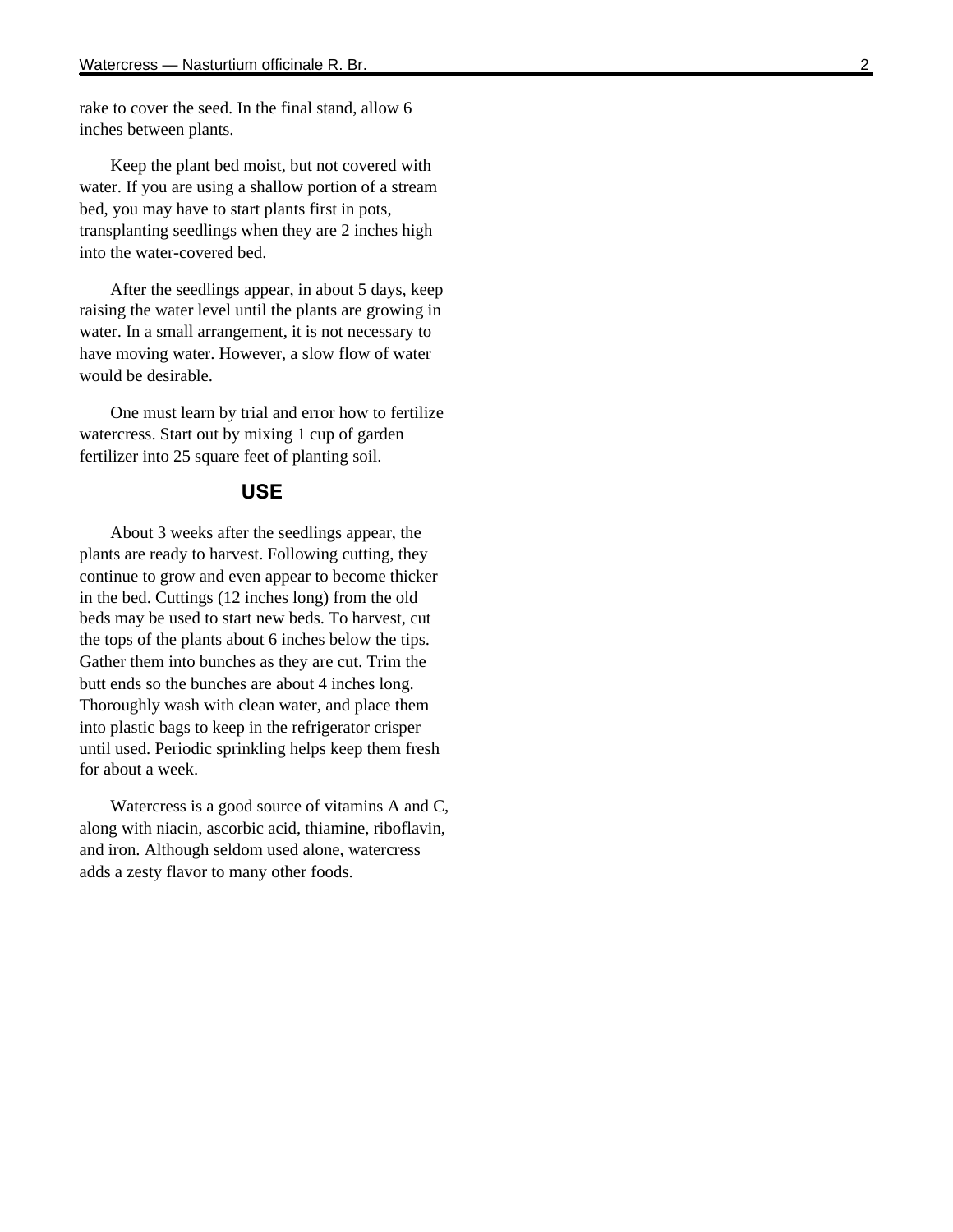rake to cover the seed. In the final stand, allow 6 inches between plants.

Keep the plant bed moist, but not covered with water. If you are using a shallow portion of a stream bed, you may have to start plants first in pots, transplanting seedlings when they are 2 inches high into the water-covered bed.

After the seedlings appear, in about 5 days, keep raising the water level until the plants are growing in water. In a small arrangement, it is not necessary to have moving water. However, a slow flow of water would be desirable.

One must learn by trial and error how to fertilize watercress. Start out by mixing 1 cup of garden fertilizer into 25 square feet of planting soil.

## USE

About 3 weeks after the seedlings appear, the plants are ready to harvest. Following cutting, they continue to grow and even appear to become thicker in the bed. Cuttings (12 inches long) from the old beds may be used to start new beds. To harvest, cut the tops of the plants about 6 inches below the tips. Gather them into bunches as they are cut. Trim the butt ends so the bunches are about 4 inches long. Thoroughly wash with clean water, and place them into plastic bags to keep in the refrigerator crisper until used. Periodic sprinkling helps keep them fresh for about a week.

Watercress is a good source of vitamins A and C, along with niacin, ascorbic acid, thiamine, riboflavin, and iron. Although seldom used alone, watercress adds a zesty flavor to many other foods.